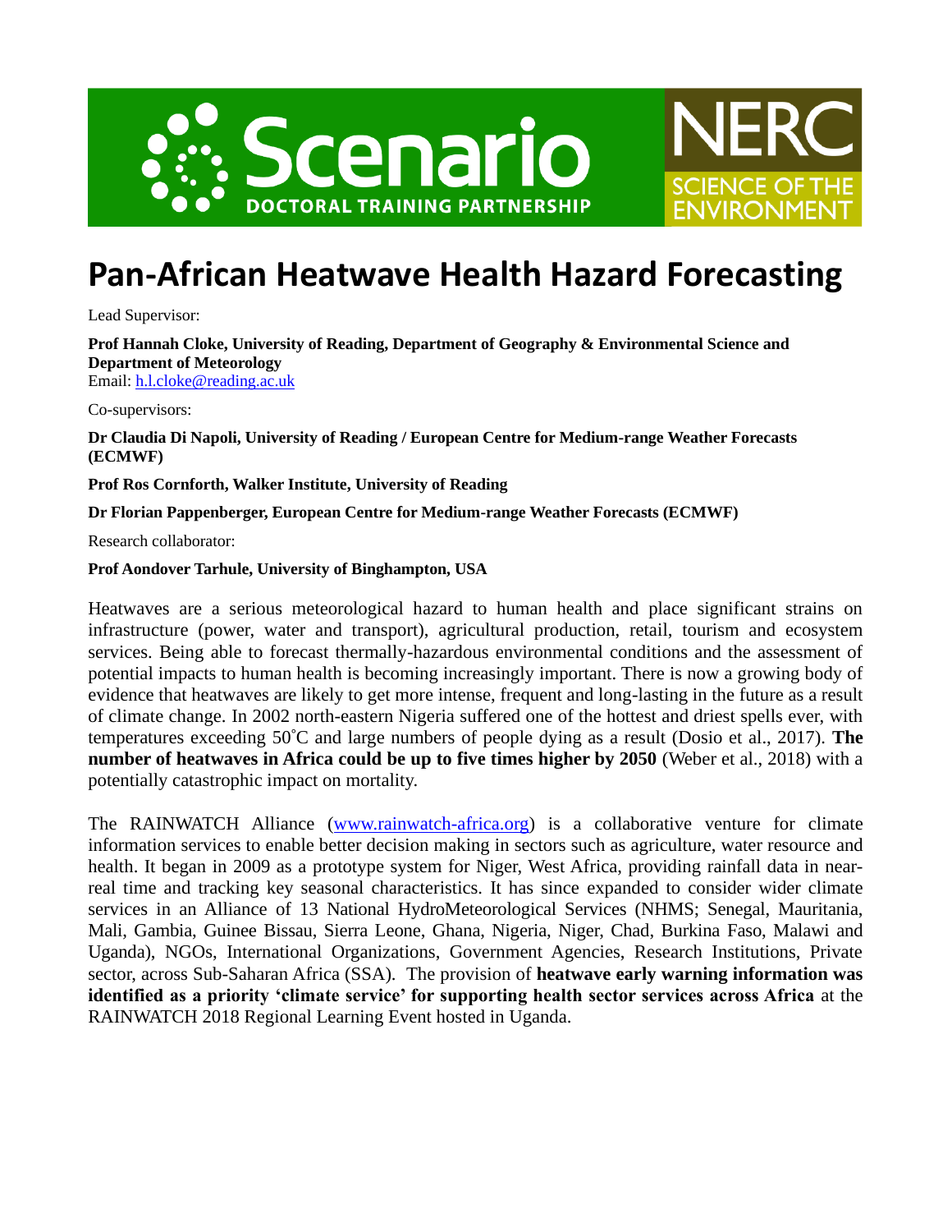# Pan-African Heatwave Health Hazard Forecasting

Lead Supervisor:

**Prof Hannah Cloke, University of Reading, Department of Geography & Environmental Science and Department of Meteorology**
Email: h.l.cloke@reading.ac.uk

Co-supervisors:

**Dr Claudia Di Napoli, University of Reading / European Centre for Medium-range Weather Forecasts (ECMWF)**

**Prof Ros Cornforth, Walker Institute, University of Reading**

**Dr Florian Pappenberger, European Centre for Medium-range Weather Forecasts (ECMWF)**

Research collaborator:

**Prof Aondover Tarhule, University of Binghampton, USA**

Heatwaves are a serious meteorological hazard to human health and place significant strains on infrastructure (power, water and transport), agricultural production, retail, tourism and ecosystem services. Being able to forecast thermally-hazardous environmental conditions and the assessment of potential impacts to human health is becoming increasingly important. There is now a growing body of evidence that heatwaves are likely to get more intense, frequent and long-lasting in the future as a result of climate change. In 2002 north-eastern Nigeria suffered one of the hottest and driest spells ever, with temperatures exceeding 50˚C and large numbers of people dying as a result (Dosio et al., 2017). **The number of heatwaves in Africa could be up to five times higher by 2050** (Weber et al., 2018) with a potentially catastrophic impact on mortality.

The RAINWATCH Alliance (www.rainwatch-africa.org) is a collaborative venture for climate information services to enable better decision making in sectors such as agriculture, water resource and health. It began in 2009 as a prototype system for Niger, West Africa, providing rainfall data in near-real time and tracking key seasonal characteristics. It has since expanded to consider wider climate services in an Alliance of 13 National HydroMeteorological Services (NHMS; Senegal, Mauritania, Mali, Gambia, Guinee Bissau, Sierra Leone, Ghana, Nigeria, Niger, Chad, Burkina Faso, Malawi and Uganda), NGOs, International Organizations, Government Agencies, Research Institutions, Private sector, across Sub-Saharan Africa (SSA). The provision of **heatwave early warning information was identified as a priority 'climate service' for supporting health sector services across Africa** at the RAINWATCH 2018 Regional Learning Event hosted in Uganda.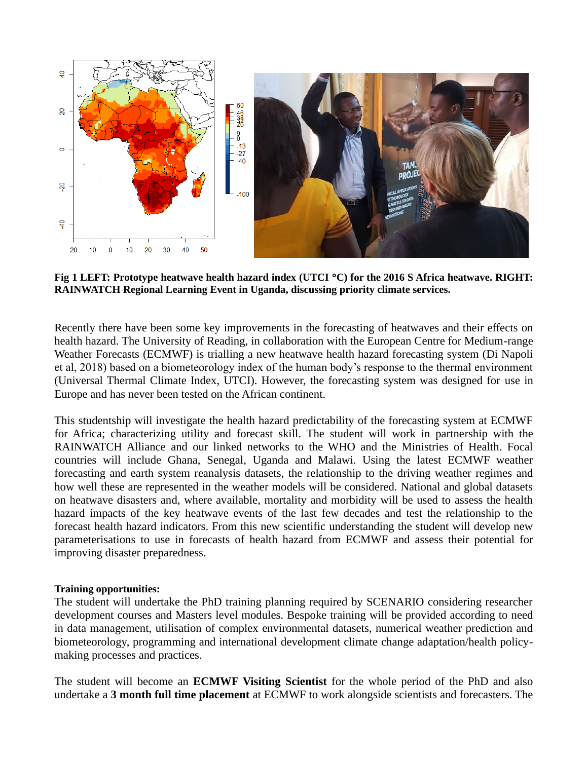**Fig 1 LEFT: Prototype heatwave health hazard index (UTCI °C) for the 2016 S Africa heatwave. RIGHT: RAINWATCH Regional Learning Event in Uganda, discussing priority climate services.**

Recently there have been some key improvements in the forecasting of heatwaves and their effects on health hazard. The University of Reading, in collaboration with the European Centre for Medium-range Weather Forecasts (ECMWF) is trialling a new heatwave health hazard forecasting system (Di Napoli et al, 2018) based on a biometeorology index of the human body's response to the thermal environment (Universal Thermal Climate Index, UTCI). However, the forecasting system was designed for use in Europe and has never been tested on the African continent.

This studentship will investigate the health hazard predictability of the forecasting system at ECMWF for Africa; characterizing utility and forecast skill. The student will work in partnership with the RAINWATCH Alliance and our linked networks to the WHO and the Ministries of Health. Focal countries will include Ghana, Senegal, Uganda and Malawi. Using the latest ECMWF weather forecasting and earth system reanalysis datasets, the relationship to the driving weather regimes and how well these are represented in the weather models will be considered. National and global datasets on heatwave disasters and, where available, mortality and morbidity will be used to assess the health hazard impacts of the key heatwave events of the last few decades and test the relationship to the forecast health hazard indicators. From this new scientific understanding the student will develop new parameterisations to use in forecasts of health hazard from ECMWF and assess their potential for improving disaster preparedness.

**Training opportunities:**
The student will undertake the PhD training planning required by SCENARIO considering researcher development courses and Masters level modules. Bespoke training will be provided according to need in data management, utilisation of complex environmental datasets, numerical weather prediction and biometeorology, programming and international development climate change adaptation/health policy-making processes and practices.

The student will become an **ECMWF Visiting Scientist** for the whole period of the PhD and also undertake a **3 month full time placement** at ECMWF to work alongside scientists and forecasters. The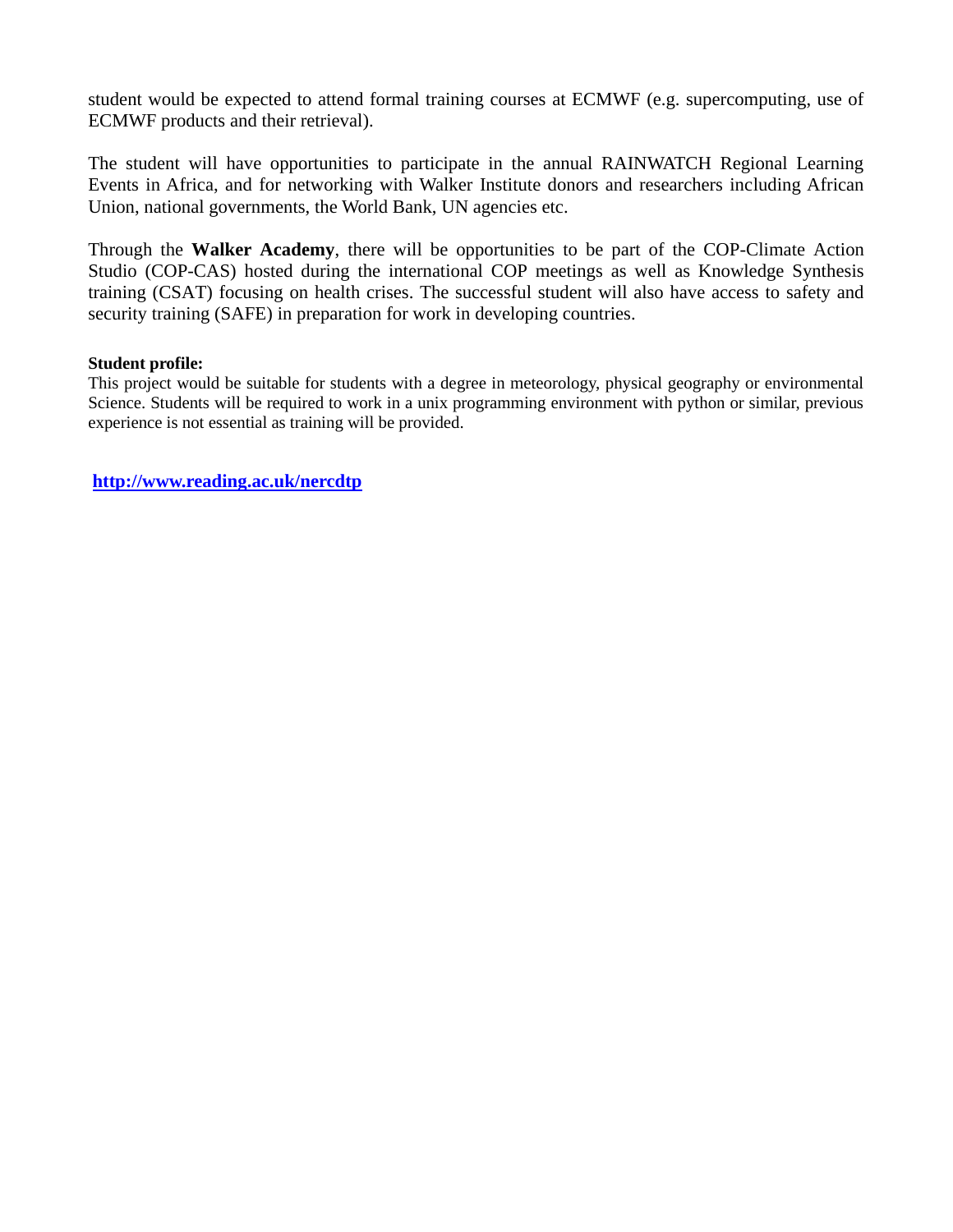student would be expected to attend formal training courses at ECMWF (e.g. supercomputing, use of ECMWF products and their retrieval).

The student will have opportunities to participate in the annual RAINWATCH Regional Learning Events in Africa, and for networking with Walker Institute donors and researchers including African Union, national governments, the World Bank, UN agencies etc.

Through the **Walker Academy**, there will be opportunities to be part of the COP-Climate Action Studio (COP-CAS) hosted during the international COP meetings as well as Knowledge Synthesis training (CSAT) focusing on health crises. The successful student will also have access to safety and security training (SAFE) in preparation for work in developing countries.

**Student profile:**

This project would be suitable for students with a degree in meteorology, physical geography or environmental Science. Students will be required to work in a unix programming environment with python or similar, previous experience is not essential as training will be provided.

**http://www.reading.ac.uk/nercdtp**